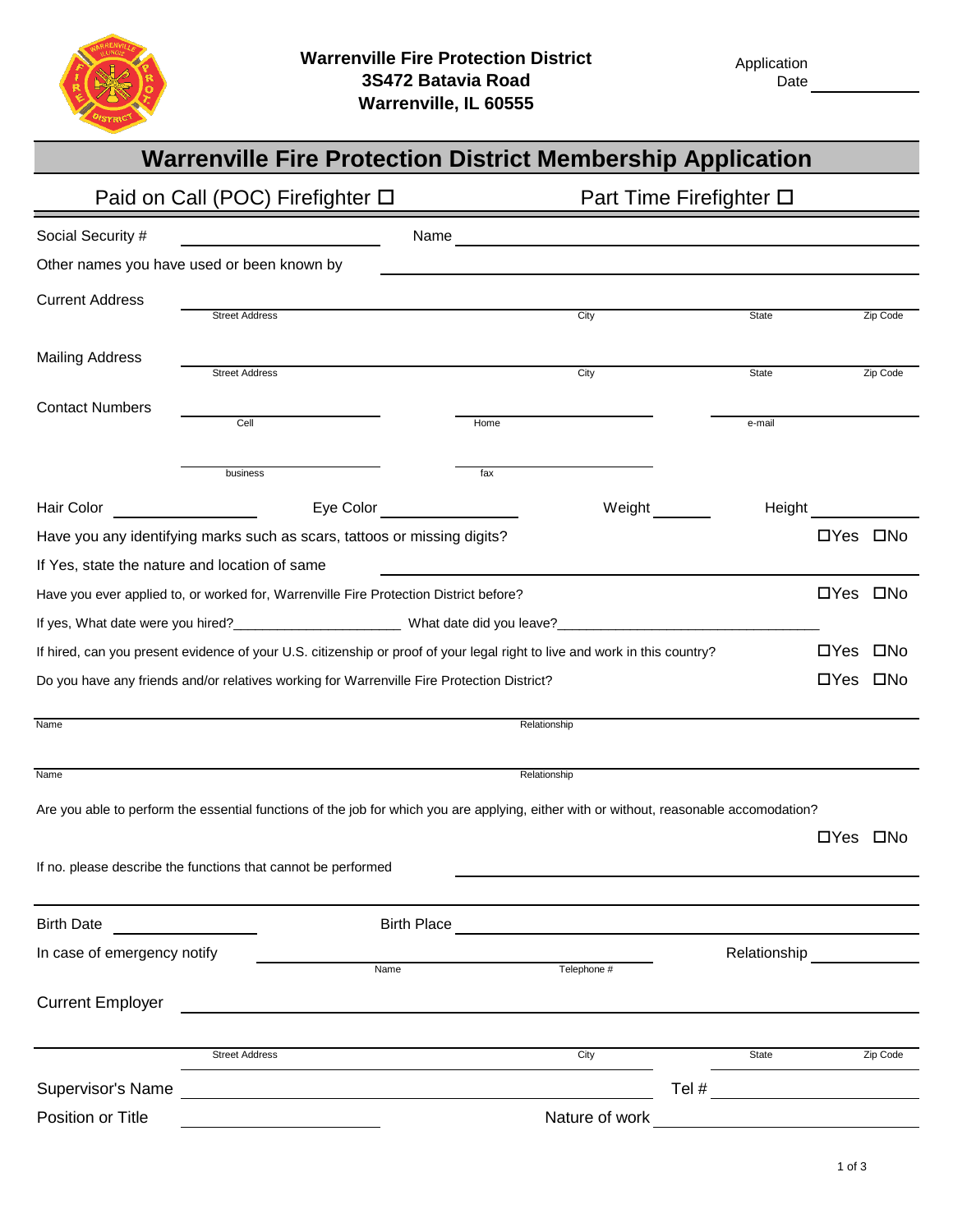**Warrenville Fire Protection District**
**3S472 Batavia Road**
**Warrenville, IL 60555**

Application Date ____________

# Warrenville Fire Protection District Membership Application

Paid on Call (POC) Firefighter ☐ Part Time Firefighter ☐

Social Security # ____________ Name ____________

Other names you have used or been known by ____________

Current Address ____________
Street Address City State Zip Code

Mailing Address ____________
Street Address City State Zip Code

Contact Numbers ____________
Cell Home e-mail

business fax

Hair Color ____________ Eye Color ____________ Weight ______ Height ______

Have you any identifying marks such as scars, tattoos or missing digits? ☐Yes ☐No

If Yes, state the nature and location of same ____________

Have you ever applied to, or worked for, Warrenville Fire Protection District before? ☐Yes ☐No

If yes, What date were you hired?______________________ What date did you leave?___________________________________

If hired, can you present evidence of your U.S. citizenship or proof of your legal right to live and work in this country? ☐Yes ☐No

Do you have any friends and/or relatives working for Warrenville Fire Protection District? ☐Yes ☐No

Name ____________ Relationship ____________

Name ____________ Relationship ____________

Are you able to perform the essential functions of the job for which you are applying, either with or without, reasonable accomodation? ☐Yes ☐No

If no. please describe the functions that cannot be performed ____________

Birth Date ____________ Birth Place ____________

In case of emergency notify ____________ Relationship ____________
Name Telephone #

Current Employer ____________

Street Address City State Zip Code

Supervisor's Name ____________ Tel # ____________

Position or Title ____________ Nature of work ____________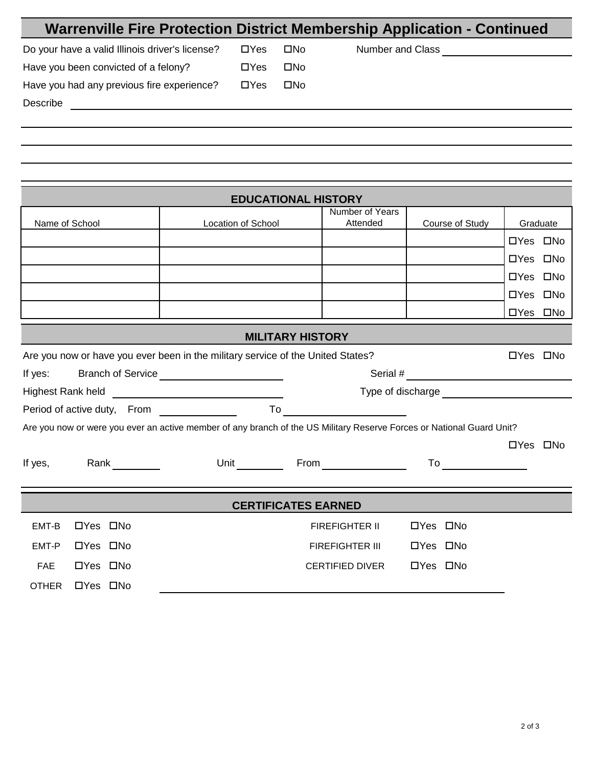# Warrenville Fire Protection District Membership Application - Continued

Do your have a valid Illinois driver's license? ☐Yes ☐No Number and Class ______________________

Have you been convicted of a felony? ☐Yes ☐No

Have you had any previous fire experience? ☐Yes ☐No

Describe ____________________________________________________________

____________________________________________________________

____________________________________________________________

____________________________________________________________

____________________________________________________________

## EDUCATIONAL HISTORY

| Name of School | Location of School | Number of Years Attended | Course of Study | Graduate |
|---|---|---|---|---|
| | | | | ☐Yes ☐No |
| | | | | ☐Yes ☐No |
| | | | | ☐Yes ☐No |
| | | | | ☐Yes ☐No |
| | | | | ☐Yes ☐No |

## MILITARY HISTORY

Are you now or have you ever been in the military service of the United States? ☐Yes ☐No

If yes: Branch of Service ______________________ Serial # ______________________

Highest Rank held ______________________ Type of discharge ______________________

Period of active duty, From ______________ To ______________________

Are you now or were you ever an active member of any branch of the US Military Reserve Forces or National Guard Unit?

☐Yes ☐No

If yes, Rank __________ Unit __________ From ______________ To ______________

## CERTIFICATES EARNED

EMT-B ☐Yes ☐No

EMT-P ☐Yes ☐No

FAE ☐Yes ☐No

OTHER ☐Yes ☐No ____________________________________________

FIREFIGHTER II ☐Yes ☐No

FIREFIGHTER III ☐Yes ☐No

CERTIFIED DIVER ☐Yes ☐No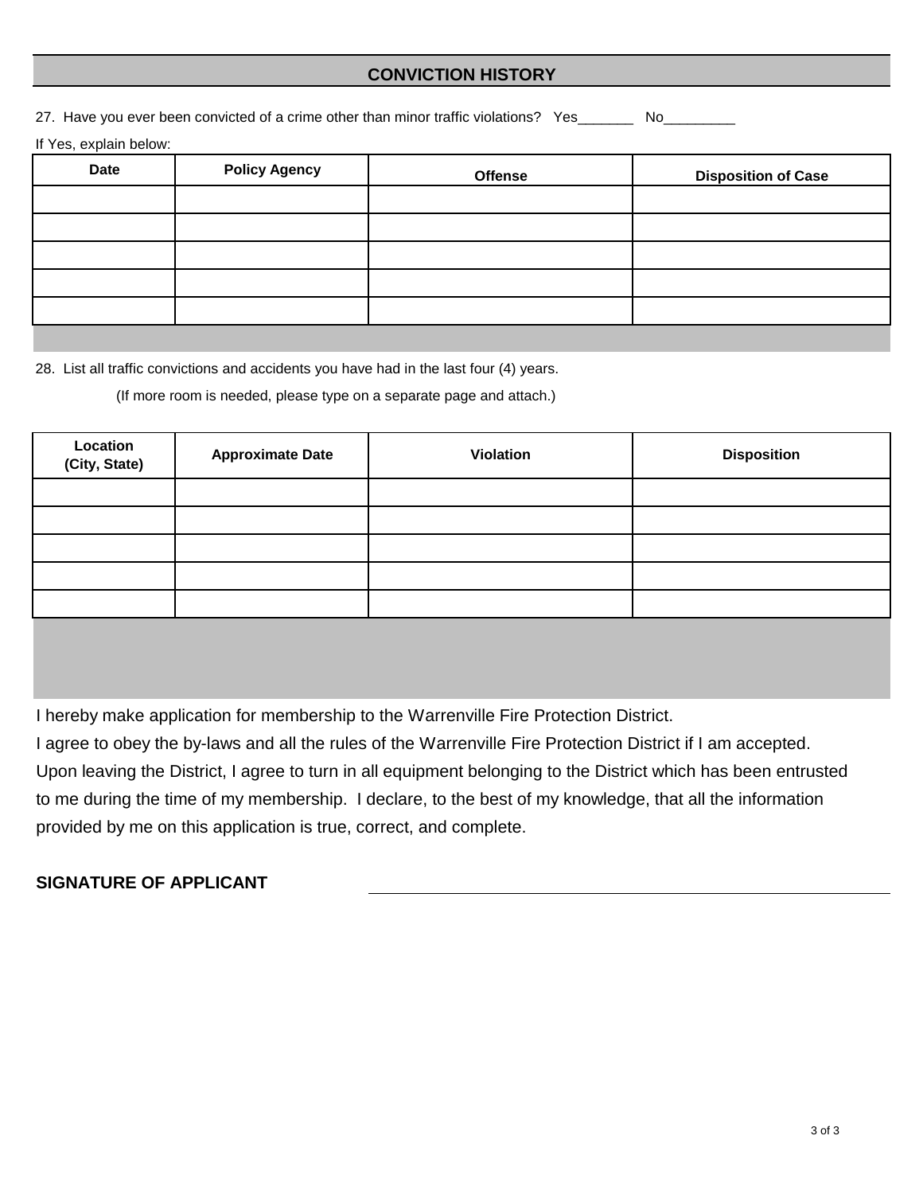## CONVICTION HISTORY

27. Have you ever been convicted of a crime other than minor traffic violations? Yes_______ No_________

If Yes, explain below:

| Date | Policy Agency | Offense | Disposition of Case |
|---|---|---|---|
| | | | |
| | | | |
| | | | |
| | | | |
| | | | |

28. List all traffic convictions and accidents you have had in the last four (4) years.

(If more room is needed, please type on a separate page and attach.)

| Location (City, State) | Approximate Date | Violation | Disposition |
|---|---|---|---|
| | | | |
| | | | |
| | | | |
| | | | |
| | | | |

I hereby make application for membership to the Warrenville Fire Protection District.

I agree to obey the by-laws and all the rules of the Warrenville Fire Protection District if I am accepted. Upon leaving the District, I agree to turn in all equipment belonging to the District which has been entrusted to me during the time of my membership. I declare, to the best of my knowledge, that all the information provided by me on this application is true, correct, and complete.

**SIGNATURE OF APPLICANT** ______________________________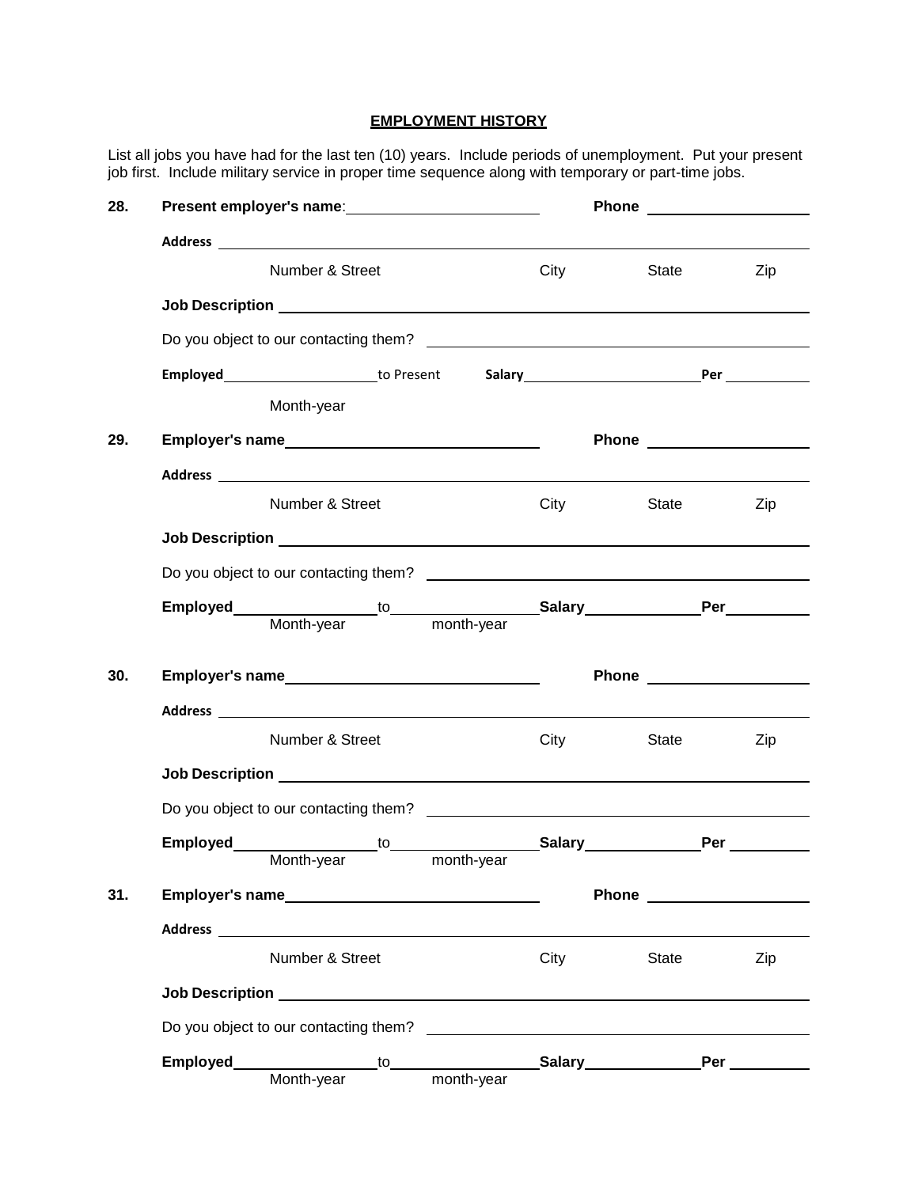## EMPLOYMENT HISTORY

List all jobs you have had for the last ten (10) years. Include periods of unemployment. Put your present job first. Include military service in proper time sequence along with temporary or part-time jobs.

**28.** **Present employer's name**: ______________________ **Phone** ____________________

**Address** ______________________________________________________________

Number & Street City State Zip

**Job Description** ________________________________________________________

Do you object to our contacting them? ______________________________________

**Employed** ____________________ to Present **Salary** ______________________ **Per** ___________

Month-year

**29.** **Employer's name** ______________________________ **Phone** ____________________

**Address** ______________________________________________________________

Number & Street City State Zip

**Job Description** ________________________________________________________

Do you object to our contacting them? ______________________________________

**Employed** __________________ to __________________ **Salary** ______________ **Per** __________

Month-year month-year

**30.** **Employer's name** ______________________________ **Phone** ____________________

**Address** ______________________________________________________________

Number & Street City State Zip

**Job Description** ________________________________________________________

Do you object to our contacting them? ______________________________________

**Employed** __________________ to __________________ **Salary** ______________ **Per** __________

Month-year month-year

**31.** **Employer's name** ______________________________ **Phone** ____________________

**Address** ______________________________________________________________

Number & Street City State Zip

**Job Description** ________________________________________________________

Do you object to our contacting them? ______________________________________

**Employed** __________________ to __________________ **Salary** ______________ **Per** __________

Month-year month-year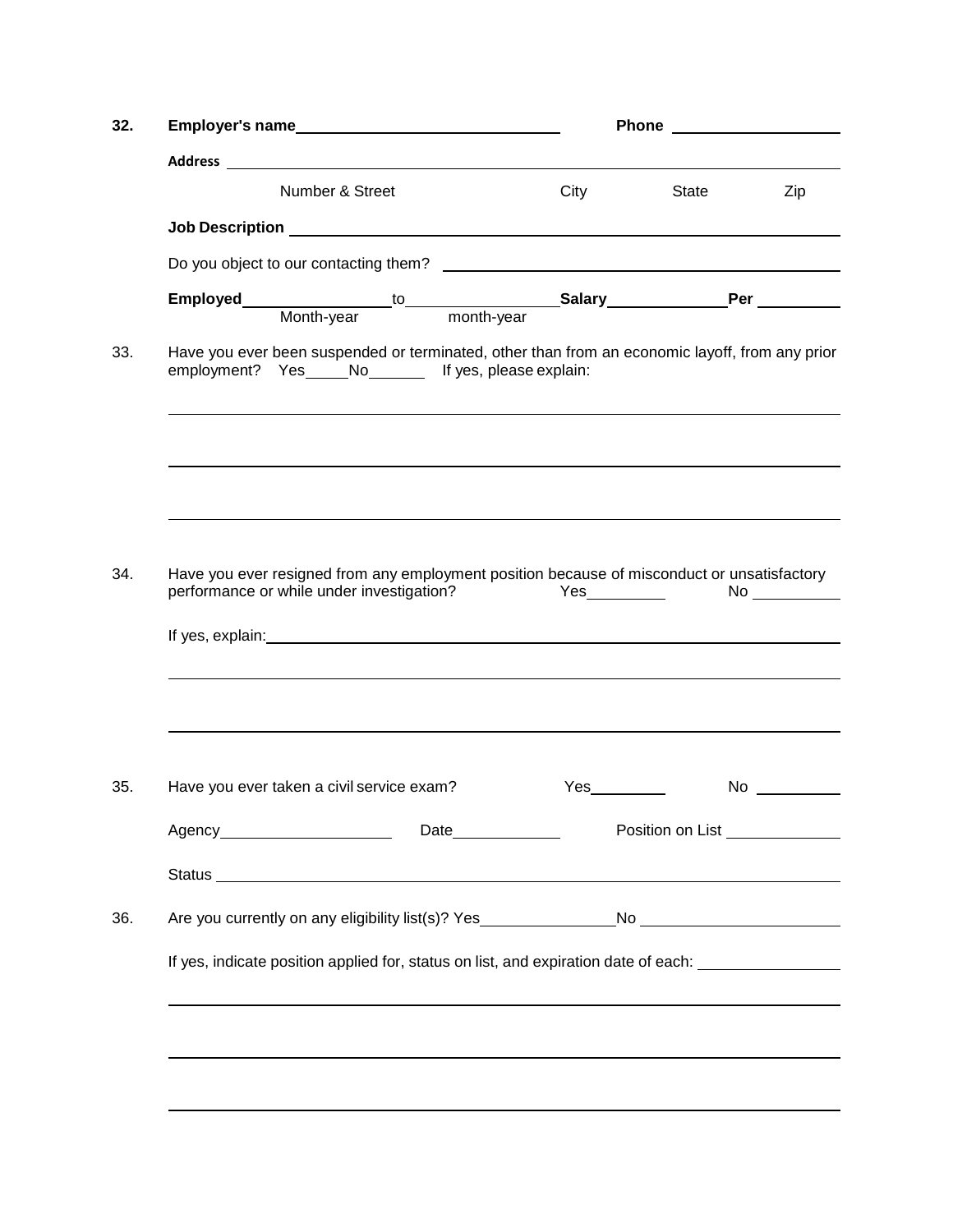**32.** **Employer's name** ______________________________ **Phone** ____________________

**Address** ____________________________________________________________________

Number & Street City State Zip

**Job Description** ______________________________________________________________

Do you object to our contacting them? ____________________________________________

**Employed** _________________ to _________________ **Salary** ______________ **Per** __________

Month-year month-year

33. Have you ever been suspended or terminated, other than from an economic layoff, from any prior employment? Yes_____No_______ If yes, please explain:

___________________________________________________________________________

___________________________________________________________________________

___________________________________________________________________________

34. Have you ever resigned from any employment position because of misconduct or unsatisfactory performance or while under investigation? Yes__________ No __________

If yes, explain: ___________________________________________________________________

___________________________________________________________________________

___________________________________________________________________________

35. Have you ever taken a civil service exam? Yes__________ No __________

Agency____________________ Date_____________ Position on List ______________

Status _____________________________________________________________________

36. Are you currently on any eligibility list(s)? Yes_______________No ______________________

If yes, indicate position applied for, status on list, and expiration date of each: ________________

___________________________________________________________________________

___________________________________________________________________________

___________________________________________________________________________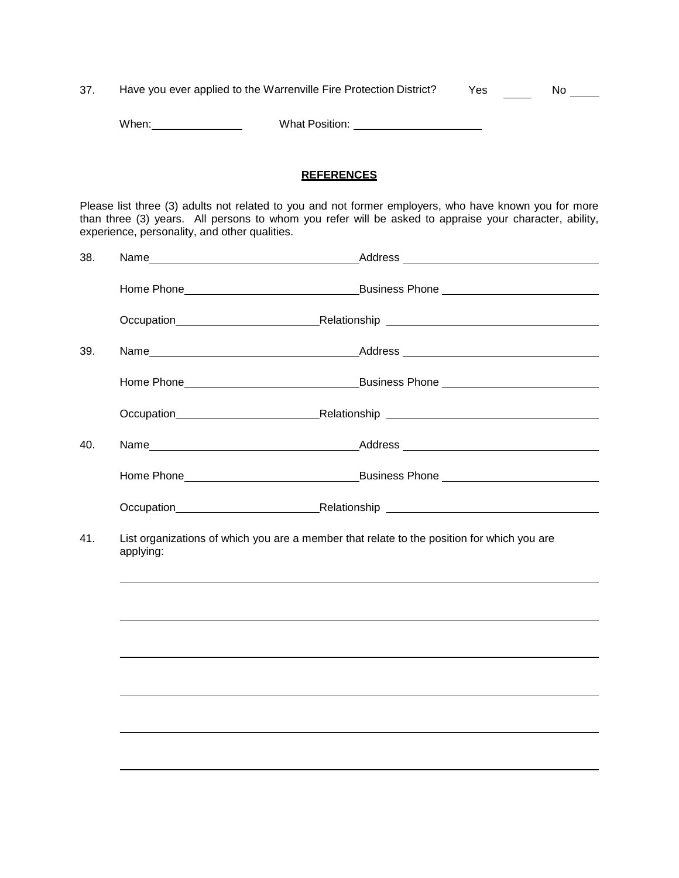37. Have you ever applied to the Warrenville Fire Protection District? Yes _____ No _____

When: _______________ What Position: _____________________

## REFERENCES

Please list three (3) adults not related to you and not former employers, who have known you for more than three (3) years. All persons to whom you refer will be asked to appraise your character, ability, experience, personality, and other qualities.

38. Name _________________________ Address _________________________

Home Phone _________________________ Business Phone _________________________

Occupation _________________________ Relationship _________________________

39. Name _________________________ Address _________________________

Home Phone _________________________ Business Phone _________________________

Occupation _________________________ Relationship _________________________

40. Name _________________________ Address _________________________

Home Phone _________________________ Business Phone _________________________

Occupation _________________________ Relationship _________________________

41. List organizations of which you are a member that relate to the position for which you are applying:

_______________________________________________________________

_______________________________________________________________

_______________________________________________________________

_______________________________________________________________

_______________________________________________________________

_______________________________________________________________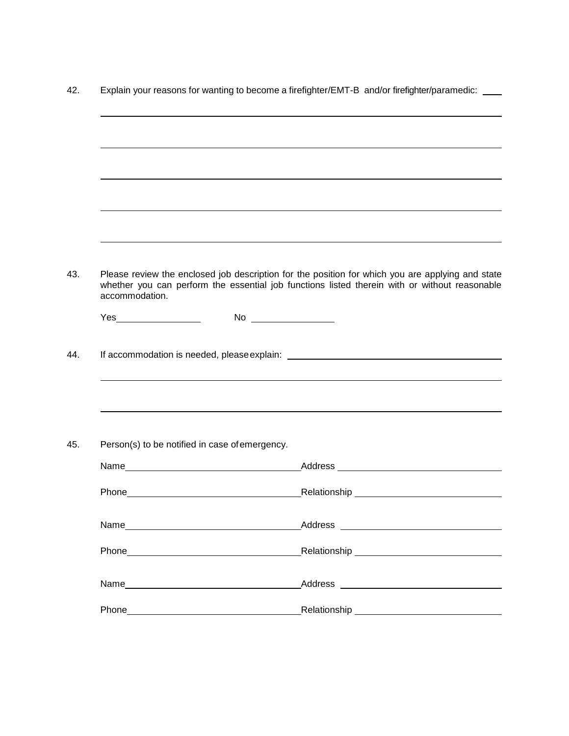42. Explain your reasons for wanting to become a firefighter/EMT-B and/or firefighter/paramedic: ____

______________________________________________________________________________

______________________________________________________________________________

______________________________________________________________________________

______________________________________________________________________________

______________________________________________________________________________

43. Please review the enclosed job description for the position for which you are applying and state whether you can perform the essential job functions listed therein with or without reasonable accommodation.

Yes________________ No ________________

44. If accommodation is needed, please explain: ________________________________________

______________________________________________________________________________

______________________________________________________________________________

45. Person(s) to be notified in case of emergency.

Name________________________________ Address ______________________________

Phone________________________________ Relationship __________________________

Name________________________________ Address ______________________________

Phone________________________________ Relationship __________________________

Name________________________________ Address ______________________________

Phone________________________________ Relationship __________________________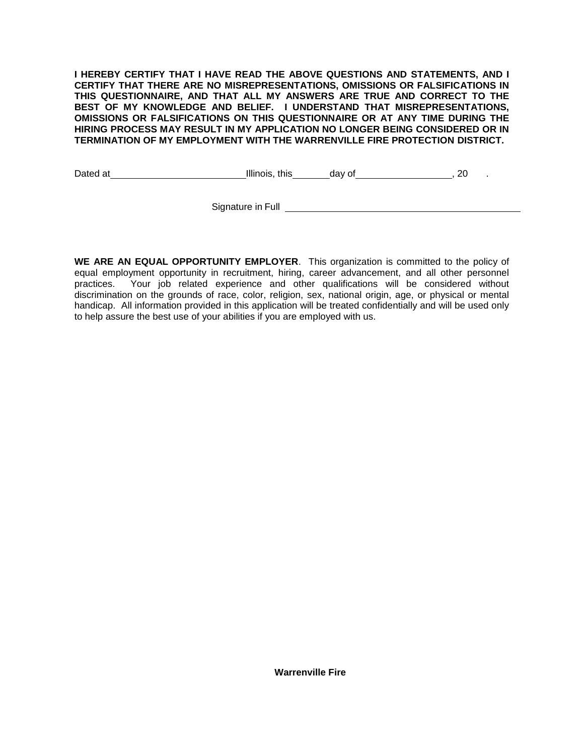**I HEREBY CERTIFY THAT I HAVE READ THE ABOVE QUESTIONS AND STATEMENTS, AND I CERTIFY THAT THERE ARE NO MISREPRESENTATIONS, OMISSIONS OR FALSIFICATIONS IN THIS QUESTIONNAIRE, AND THAT ALL MY ANSWERS ARE TRUE AND CORRECT TO THE BEST OF MY KNOWLEDGE AND BELIEF. I UNDERSTAND THAT MISREPRESENTATIONS, OMISSIONS OR FALSIFICATIONS ON THIS QUESTIONNAIRE OR AT ANY TIME DURING THE HIRING PROCESS MAY RESULT IN MY APPLICATION NO LONGER BEING CONSIDERED OR IN TERMINATION OF MY EMPLOYMENT WITH THE WARRENVILLE FIRE PROTECTION DISTRICT.**

Dated at ____________________________ Illinois, this ________ day of ____________________, 20 .

Signature in Full ________________________________________________

**WE ARE AN EQUAL OPPORTUNITY EMPLOYER**. This organization is committed to the policy of equal employment opportunity in recruitment, hiring, career advancement, and all other personnel practices. Your job related experience and other qualifications will be considered without discrimination on the grounds of race, color, religion, sex, national origin, age, or physical or mental handicap. All information provided in this application will be treated confidentially and will be used only to help assure the best use of your abilities if you are employed with us.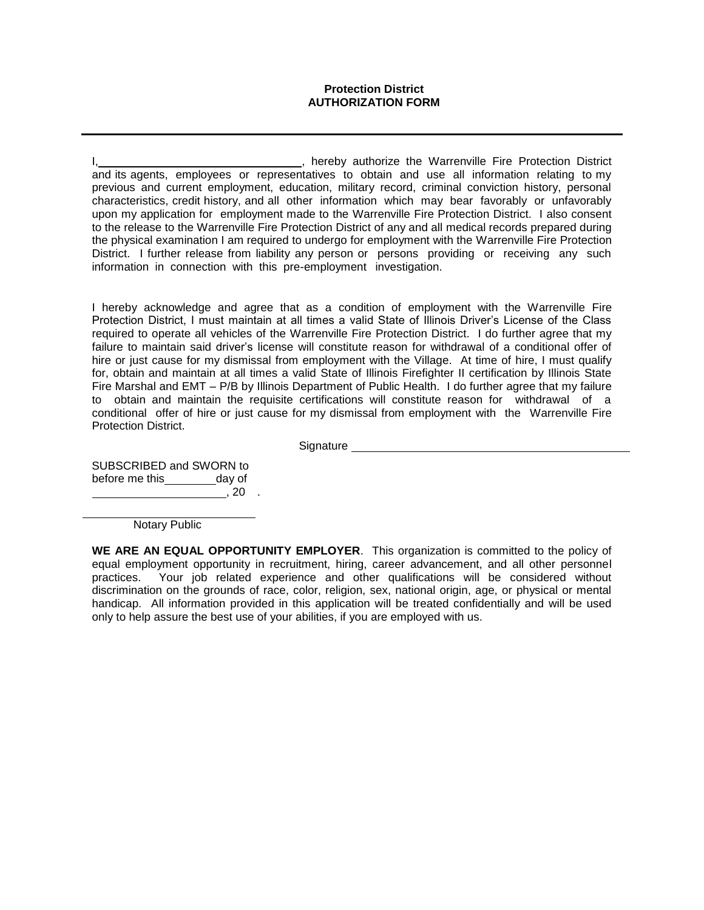**Protection District**
**AUTHORIZATION FORM**

---

I,\_\_\_\_\_\_\_\_\_\_\_\_\_\_\_\_\_\_\_\_\_\_\_\_\_\_\_\_\_\_\_\_, hereby authorize the Warrenville Fire Protection District and its agents, employees or representatives to obtain and use all information relating to my previous and current employment, education, military record, criminal conviction history, personal characteristics, credit history, and all other information which may bear favorably or unfavorably upon my application for employment made to the Warrenville Fire Protection District. I also consent to the release to the Warrenville Fire Protection District of any and all medical records prepared during the physical examination I am required to undergo for employment with the Warrenville Fire Protection District. I further release from liability any person or persons providing or receiving any such information in connection with this pre-employment investigation.

I hereby acknowledge and agree that as a condition of employment with the Warrenville Fire Protection District, I must maintain at all times a valid State of Illinois Driver's License of the Class required to operate all vehicles of the Warrenville Fire Protection District. I do further agree that my failure to maintain said driver's license will constitute reason for withdrawal of a conditional offer of hire or just cause for my dismissal from employment with the Village. At time of hire, I must qualify for, obtain and maintain at all times a valid State of Illinois Firefighter II certification by Illinois State Fire Marshal and EMT – P/B by Illinois Department of Public Health. I do further agree that my failure to obtain and maintain the requisite certifications will constitute reason for withdrawal of a conditional offer of hire or just cause for my dismissal from employment with the Warrenville Fire Protection District.

Signature \_\_\_\_\_\_\_\_\_\_\_\_\_\_\_\_\_\_\_\_\_\_\_\_\_\_\_\_\_\_\_\_\_\_\_\_\_\_\_\_

SUBSCRIBED and SWORN to
before me this\_\_\_\_\_\_\_\_day of
\_\_\_\_\_\_\_\_\_\_\_\_\_\_\_\_\_\_\_\_\_, 20 .

\_\_\_\_\_\_\_\_\_\_\_\_\_\_\_\_\_\_\_\_\_\_\_\_\_\_\_\_
Notary Public

**WE ARE AN EQUAL OPPORTUNITY EMPLOYER**. This organization is committed to the policy of equal employment opportunity in recruitment, hiring, career advancement, and all other personnel practices. Your job related experience and other qualifications will be considered without discrimination on the grounds of race, color, religion, sex, national origin, age, or physical or mental handicap. All information provided in this application will be treated confidentially and will be used only to help assure the best use of your abilities, if you are employed with us.